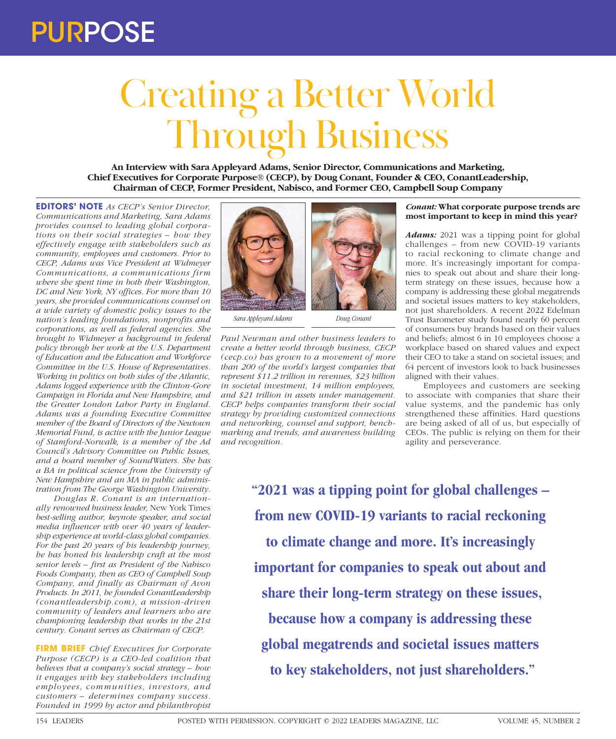PURPOSE

# Creating a Better World Through Business

**An Interview with Sara Appleyard Adams, Senior Director, Communications and Marketing, Chief Executives for Corporate Purpose® (CECP), by Doug Conant, Founder & CEO, ConantLeadership, Chairman of CECP, Former President, Nabisco, and Former CEO, Campbell Soup Company**

**EDITORS' NOTE** *As CECP's Senior Director, Communications and Marketing, Sara Adams provides counsel to leading global corporations on their social strategies – how they effectively engage with stakeholders such as community, employees and customers. Prior to CECP, Adams was Vice President at Widmeyer Communications, a communications firm where she spent time in both their Washington, DC and New York, NY offices. For more than 10 years, she provided communications counsel on a wide variety of domestic policy issues to the nation's leading foundations, nonprofits and corporations, as well as federal agencies. She brought to Widmeyer a background in federal policy through her work at the U.S. Department of Education and the Education and Workforce Committee in the U.S. House of Representatives. Working in politics on both sides of the Atlantic, Adams logged experience with the Clinton-Gore Campaign in Florida and New Hampshire, and the Greater London Labor Party in England. Adams was a founding Executive Committee member of the Board of Directors of the Newtown Memorial Fund, is active with the Junior League of Stamford-Norwalk, is a member of the Ad Council's Advisory Committee on Public Issues, and a board member of SoundWaters. She has a BA in political science from the University of New Hampshire and an MA in public administration from The George Washington University.*

*Douglas R. Conant is an internationally renowned business leader,* New York Times *best-selling author, keynote speaker, and social media influencer with over 40 years of leadership experience at world-class global companies. For the past 20 years of his leadership journey, he has honed his leadership craft at the most senior levels – first as President of the Nabisco Foods Company, then as CEO of Campbell Soup Company, and finally as Chairman of Avon Products. In 2011, he founded ConantLeadership (conantleadership.com), a mission-driven community of leaders and learners who are championing leadership that works in the 21st century. Conant serves as Chairman of CECP.*

**FIRM BRIEF** *Chief Executives for Corporate Purpose (CECP) is a CEO-led coalition that believes that a company's social strategy – how it engages with key stakeholders including employees, communities, investors, and customers – determines company success. Founded in 1999 by actor and philanthropist Paul Newman and other business leaders to create a better world through business, CECP (cecp.co) has grown to a movement of more than 200 of the world's largest companies that represent $11.2 trillion in revenues, $23 billion in societal investment, 14 million employees, and $21 trillion in assets under management. CECP helps companies transform their social strategy by providing customized connections and networking, counsel and support, benchmarking and trends, and awareness building and recognition.*

*Sara Appleyard Adams*

*Doug Conant*

***Conant:*** **What corporate purpose trends are most important to keep in mind this year?**

***Adams:*** 2021 was a tipping point for global challenges – from new COVID-19 variants to racial reckoning to climate change and more. It's increasingly important for companies to speak out about and share their long-term strategy on these issues, because how a company is addressing these global megatrends and societal issues matters to key stakeholders, not just shareholders. A recent 2022 Edelman Trust Barometer study found nearly 60 percent of consumers buy brands based on their values and beliefs; almost 6 in 10 employees choose a workplace based on shared values and expect their CEO to take a stand on societal issues; and 64 percent of investors look to back businesses aligned with their values.

Employees and customers are seeking to associate with companies that share their value systems, and the pandemic has only strengthened these affinities. Hard questions are being asked of all of us, but especially of CEOs. The public is relying on them for their agility and perseverance.

> **"2021 was a tipping point for global challenges – from new COVID-19 variants to racial reckoning to climate change and more. It's increasingly important for companies to speak out about and share their long-term strategy on these issues, because how a company is addressing these global megatrends and societal issues matters to key stakeholders, not just shareholders."**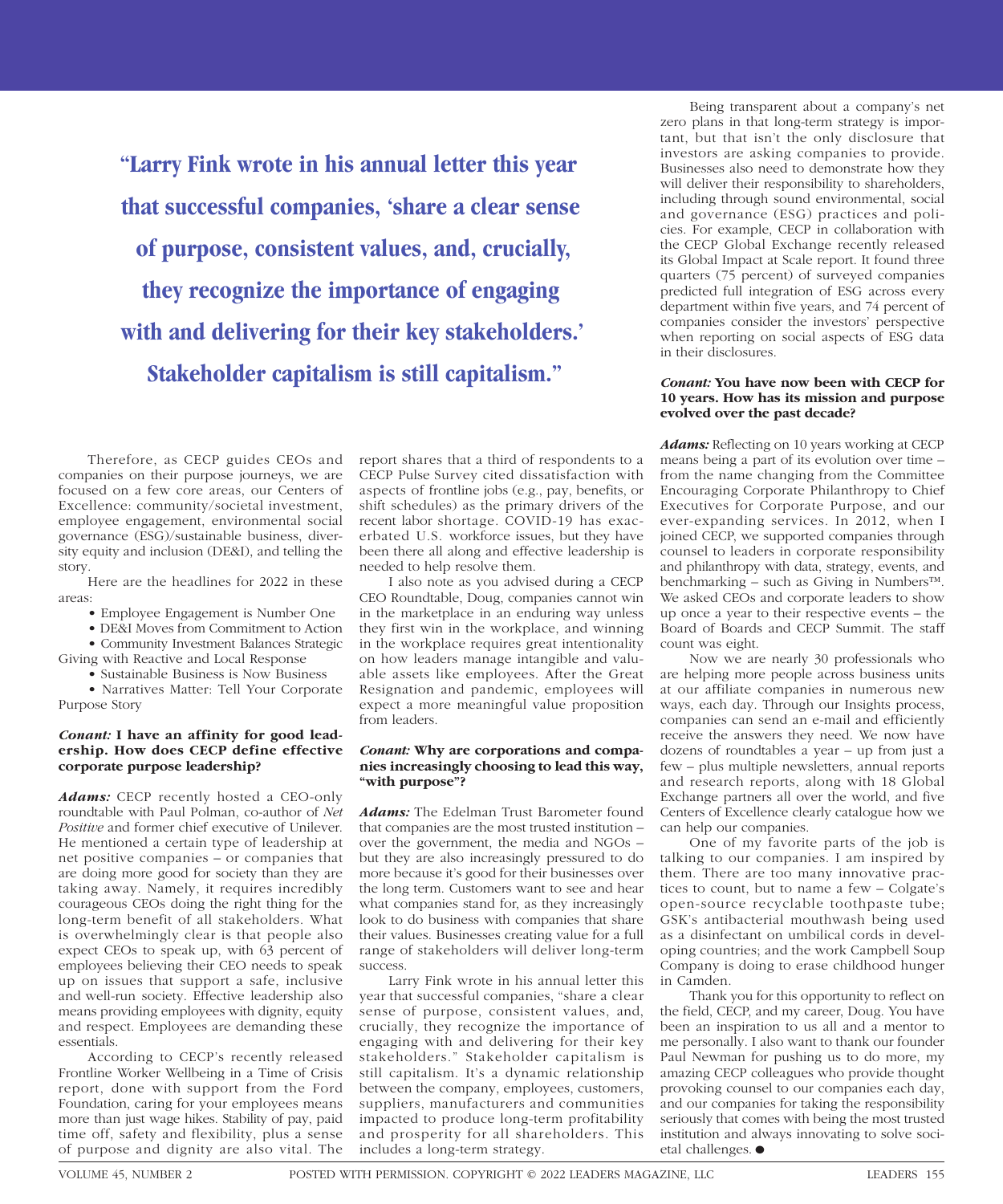> **"Larry Fink wrote in his annual letter this year that successful companies, 'share a clear sense of purpose, consistent values, and, crucially, they recognize the importance of engaging with and delivering for their key stakeholders.' Stakeholder capitalism is still capitalism."**

Therefore, as CECP guides CEOs and companies on their purpose journeys, we are focused on a few core areas, our Centers of Excellence: community/societal investment, employee engagement, environmental social governance (ESG)/sustainable business, diversity equity and inclusion (DE&I), and telling the story.

Here are the headlines for 2022 in these areas:

- Employee Engagement is Number One
- DE&I Moves from Commitment to Action
- Community Investment Balances Strategic Giving with Reactive and Local Response
- Sustainable Business is Now Business
- Narratives Matter: Tell Your Corporate Purpose Story

***Conant:*** **I have an affinity for good leadership. How does CECP define effective corporate purpose leadership?**

***Adams:*** CECP recently hosted a CEO-only roundtable with Paul Polman, co-author of *Net Positive* and former chief executive of Unilever. He mentioned a certain type of leadership at net positive companies – or companies that are doing more good for society than they are taking away. Namely, it requires incredibly courageous CEOs doing the right thing for the long-term benefit of all stakeholders. What is overwhelmingly clear is that people also expect CEOs to speak up, with 63 percent of employees believing their CEO needs to speak up on issues that support a safe, inclusive and well-run society. Effective leadership also means providing employees with dignity, equity and respect. Employees are demanding these essentials.

According to CECP's recently released Frontline Worker Wellbeing in a Time of Crisis report, done with support from the Ford Foundation, caring for your employees means more than just wage hikes. Stability of pay, paid time off, safety and flexibility, plus a sense of purpose and dignity are also vital. The report shares that a third of respondents to a CECP Pulse Survey cited dissatisfaction with aspects of frontline jobs (e.g., pay, benefits, or shift schedules) as the primary drivers of the recent labor shortage. COVID-19 has exacerbated U.S. workforce issues, but they have been there all along and effective leadership is needed to help resolve them.

I also note as you advised during a CECP CEO Roundtable, Doug, companies cannot win in the marketplace in an enduring way unless they first win in the workplace, and winning in the workplace requires great intentionality on how leaders manage intangible and valuable assets like employees. After the Great Resignation and pandemic, employees will expect a more meaningful value proposition from leaders.

***Conant:*** **Why are corporations and companies increasingly choosing to lead this way, "with purpose"?**

***Adams:*** The Edelman Trust Barometer found that companies are the most trusted institution – over the government, the media and NGOs – but they are also increasingly pressured to do more because it's good for their businesses over the long term. Customers want to see and hear what companies stand for, as they increasingly look to do business with companies that share their values. Businesses creating value for a full range of stakeholders will deliver long-term success.

Larry Fink wrote in his annual letter this year that successful companies, "share a clear sense of purpose, consistent values, and, crucially, they recognize the importance of engaging with and delivering for their key stakeholders." Stakeholder capitalism is still capitalism. It's a dynamic relationship between the company, employees, customers, suppliers, manufacturers and communities impacted to produce long-term profitability and prosperity for all shareholders. This includes a long-term strategy.

Being transparent about a company's net zero plans in that long-term strategy is important, but that isn't the only disclosure that investors are asking companies to provide. Businesses also need to demonstrate how they will deliver their responsibility to shareholders, including through sound environmental, social and governance (ESG) practices and policies. For example, CECP in collaboration with the CECP Global Exchange recently released its Global Impact at Scale report. It found three quarters (75 percent) of surveyed companies predicted full integration of ESG across every department within five years, and 74 percent of companies consider the investors' perspective when reporting on social aspects of ESG data in their disclosures.

***Conant:*** **You have now been with CECP for 10 years. How has its mission and purpose evolved over the past decade?**

***Adams:*** Reflecting on 10 years working at CECP means being a part of its evolution over time – from the name changing from the Committee Encouraging Corporate Philanthropy to Chief Executives for Corporate Purpose, and our ever-expanding services. In 2012, when I joined CECP, we supported companies through counsel to leaders in corporate responsibility and philanthropy with data, strategy, events, and benchmarking – such as Giving in Numbers™. We asked CEOs and corporate leaders to show up once a year to their respective events – the Board of Boards and CECP Summit. The staff count was eight.

Now we are nearly 30 professionals who are helping more people across business units at our affiliate companies in numerous new ways, each day. Through our Insights process, companies can send an e-mail and efficiently receive the answers they need. We now have dozens of roundtables a year – up from just a few – plus multiple newsletters, annual reports and research reports, along with 18 Global Exchange partners all over the world, and five Centers of Excellence clearly catalogue how we can help our companies.

One of my favorite parts of the job is talking to our companies. I am inspired by them. There are too many innovative practices to count, but to name a few – Colgate's open-source recyclable toothpaste tube; GSK's antibacterial mouthwash being used as a disinfectant on umbilical cords in developing countries; and the work Campbell Soup Company is doing to erase childhood hunger in Camden.

Thank you for this opportunity to reflect on the field, CECP, and my career, Doug. You have been an inspiration to us all and a mentor to me personally. I also want to thank our founder Paul Newman for pushing us to do more, my amazing CECP colleagues who provide thought provoking counsel to our companies each day, and our companies for taking the responsibility seriously that comes with being the most trusted institution and always innovating to solve societal challenges. ●

POSTED WITH PERMISSION. COPYRIGHT © 2022 LEADERS MAGAZINE, LLC